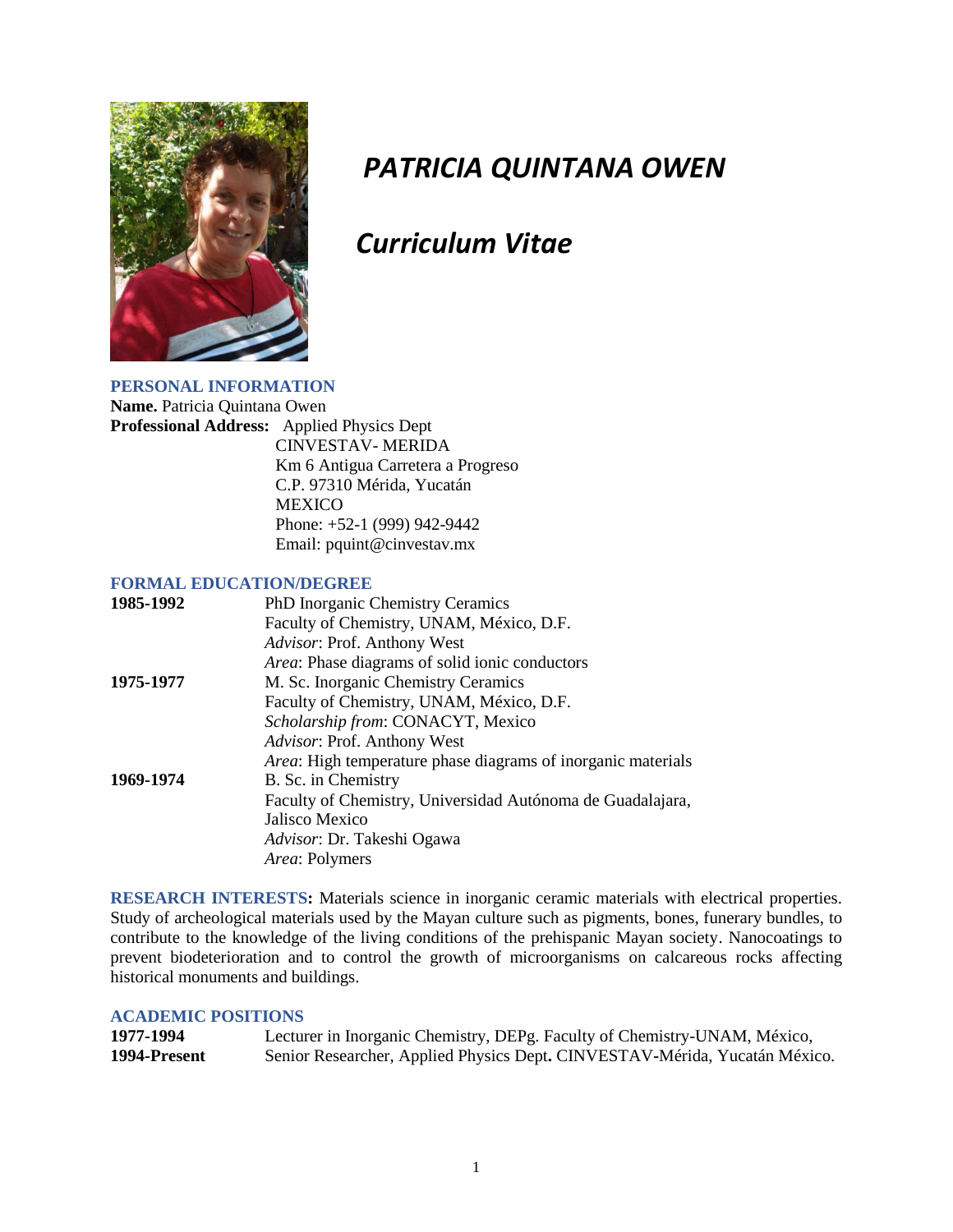# *PATRICIA QUINTANA OWEN*

## *Curriculum Vitae*

### PERSONAL INFORMATION

**Name.** Patricia Quintana Owen

**Professional Address:** Applied Physics Dept
CINVESTAV- MERIDA
Km 6 Antigua Carretera a Progreso
C.P. 97310 Mérida, Yucatán
MEXICO
Phone: +52-1 (999) 942-9442
Email: pquint@cinvestav.mx

### FORMAL EDUCATION/DEGREE

**1985-1992** PhD Inorganic Chemistry Ceramics
Faculty of Chemistry, UNAM, México, D.F.
*Advisor*: Prof. Anthony West
*Area*: Phase diagrams of solid ionic conductors

**1975-1977** M. Sc. Inorganic Chemistry Ceramics
Faculty of Chemistry, UNAM, México, D.F.
*Scholarship from*: CONACYT, Mexico
*Advisor*: Prof. Anthony West
*Area*: High temperature phase diagrams of inorganic materials

**1969-1974** B. Sc. in Chemistry
Faculty of Chemistry, Universidad Autónoma de Guadalajara, Jalisco Mexico
*Advisor*: Dr. Takeshi Ogawa
*Area*: Polymers

**RESEARCH INTERESTS:** Materials science in inorganic ceramic materials with electrical properties. Study of archeological materials used by the Mayan culture such as pigments, bones, funerary bundles, to contribute to the knowledge of the living conditions of the prehispanic Mayan society. Nanocoatings to prevent biodeterioration and to control the growth of microorganisms on calcareous rocks affecting historical monuments and buildings.

### ACADEMIC POSITIONS

**1977-1994** Lecturer in Inorganic Chemistry, DEPg. Faculty of Chemistry-UNAM, México,

**1994-Present** Senior Researcher, Applied Physics Dept**.** CINVESTAV-Mérida, Yucatán México.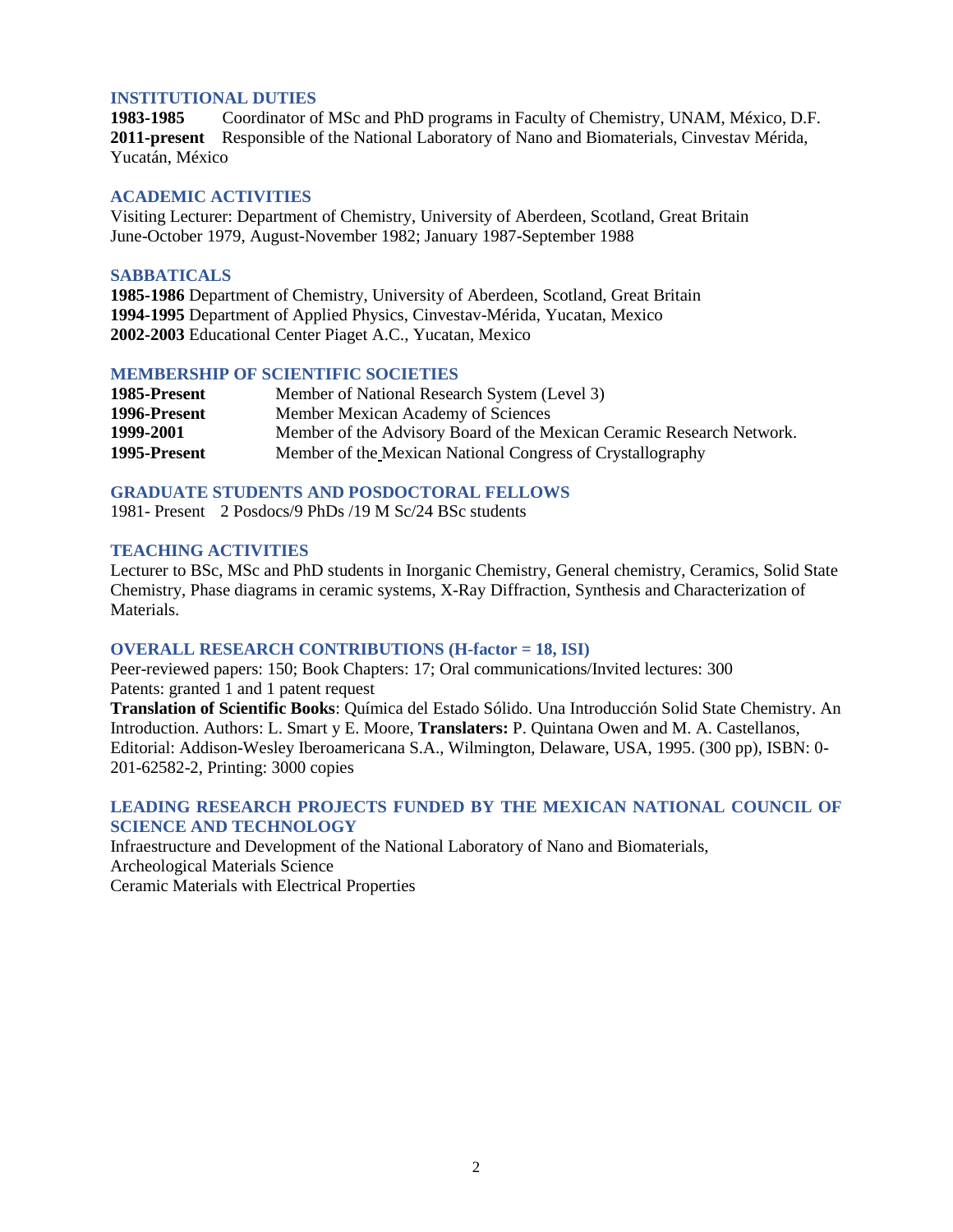## INSTITUTIONAL DUTIES

**1983-1985** Coordinator of MSc and PhD programs in Faculty of Chemistry, UNAM, México, D.F.
**2011-present** Responsible of the National Laboratory of Nano and Biomaterials, Cinvestav Mérida, Yucatán, México

## ACADEMIC ACTIVITIES

Visiting Lecturer: Department of Chemistry, University of Aberdeen, Scotland, Great Britain
June-October 1979, August-November 1982; January 1987-September 1988

## SABBATICALS

**1985-1986** Department of Chemistry, University of Aberdeen, Scotland, Great Britain
**1994-1995** Department of Applied Physics, Cinvestav-Mérida, Yucatan, Mexico
**2002-2003** Educational Center Piaget A.C., Yucatan, Mexico

## MEMBERSHIP OF SCIENTIFIC SOCIETIES

| | |
|---|---|
| **1985-Present** | Member of National Research System (Level 3) |
| **1996-Present** | Member Mexican Academy of Sciences |
| **1999-2001** | Member of the Advisory Board of the Mexican Ceramic Research Network. |
| **1995-Present** | Member of the Mexican National Congress of Crystallography |

## GRADUATE STUDENTS AND POSDOCTORAL FELLOWS

1981- Present 2 Posdocs/9 PhDs /19 M Sc/24 BSc students

## TEACHING ACTIVITIES

Lecturer to BSc, MSc and PhD students in Inorganic Chemistry, General chemistry, Ceramics, Solid State Chemistry, Phase diagrams in ceramic systems, X-Ray Diffraction, Synthesis and Characterization of Materials.

## OVERALL RESEARCH CONTRIBUTIONS (H-factor = 18, ISI)

Peer-reviewed papers: 150; Book Chapters: 17; Oral communications/Invited lectures: 300
Patents: granted 1 and 1 patent request
**Translation of Scientific Books**: Química del Estado Sólido. Una Introducción Solid State Chemistry. An Introduction. Authors: L. Smart y E. Moore, **Translaters:** P. Quintana Owen and M. A. Castellanos, Editorial: Addison-Wesley Iberoamericana S.A., Wilmington, Delaware, USA, 1995. (300 pp), ISBN: 0-201-62582-2, Printing: 3000 copies

## LEADING RESEARCH PROJECTS FUNDED BY THE MEXICAN NATIONAL COUNCIL OF SCIENCE AND TECHNOLOGY

Infraestructure and Development of the National Laboratory of Nano and Biomaterials,
Archeological Materials Science
Ceramic Materials with Electrical Properties